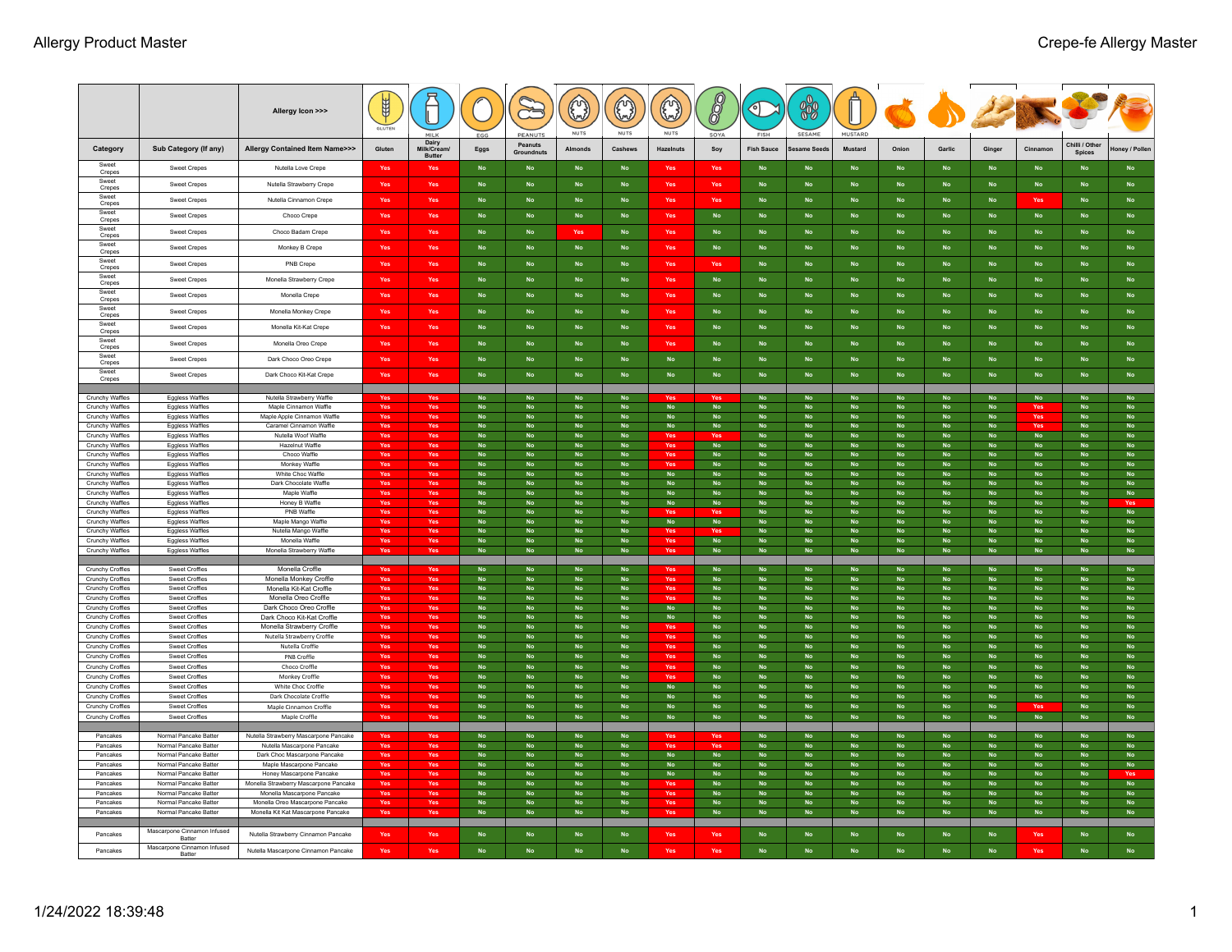| Category | Sub Category (If any) | Allergy Contained Item Name>>> | Gluten | Dairy Milk/Cream/ Butter | Eggs | Peanuts Groundnuts | Almonds | Cashews | Hazelnuts | Soy | Fish Sauce | Sesame Seeds | Mustard | Onion | Garlic | Ginger | Cinnamon | Chilli / Other Spices | Honey / Pollen |
|---|---|---|---|---|---|---|---|---|---|---|---|---|---|---|---|---|---|---|---|
| Sweet Crepes | Sweet Crepes | Nutella Love Crepe | Yes | Yes | No | No | No | No | Yes | Yes | No | No | No | No | No | No | No | No | No |
| Sweet Crepes | Sweet Crepes | Nutella Strawberry Crepe | Yes | Yes | No | No | No | No | Yes | Yes | No | No | No | No | No | No | No | No | No |
| Sweet Crepes | Sweet Crepes | Nutella Cinnamon Crepe | Yes | Yes | No | No | No | No | Yes | Yes | No | No | No | No | No | No | Yes | No | No |
| Sweet Crepes | Sweet Crepes | Choco Crepe | Yes | Yes | No | No | No | No | Yes | No | No | No | No | No | No | No | No | No | No |
| Sweet Crepes | Sweet Crepes | Choco Badam Crepe | Yes | Yes | No | No | Yes | No | Yes | No | No | No | No | No | No | No | No | No | No |
| Sweet Crepes | Sweet Crepes | Monkey B Crepe | Yes | Yes | No | No | No | No | Yes | No | No | No | No | No | No | No | No | No | No |
| Sweet Crepes | Sweet Crepes | PNB Crepe | Yes | Yes | No | No | No | No | Yes | Yes | No | No | No | No | No | No | No | No | No |
| Sweet Crepes | Sweet Crepes | Monella Strawberry Crepe | Yes | Yes | No | No | No | No | Yes | No | No | No | No | No | No | No | No | No | No |
| Sweet Crepes | Sweet Crepes | Monella Crepe | Yes | Yes | No | No | No | No | Yes | No | No | No | No | No | No | No | No | No | No |
| Sweet Crepes | Sweet Crepes | Monella Monkey Crepe | Yes | Yes | No | No | No | No | Yes | No | No | No | No | No | No | No | No | No | No |
| Sweet Crepes | Sweet Crepes | Monella Kit-Kat Crepe | Yes | Yes | No | No | No | No | Yes | No | No | No | No | No | No | No | No | No | No |
| Sweet Crepes | Sweet Crepes | Monella Oreo Crepe | Yes | Yes | No | No | No | No | Yes | No | No | No | No | No | No | No | No | No | No |
| Sweet Crepes | Sweet Crepes | Dark Choco Oreo Crepe | Yes | Yes | No | No | No | No | No | No | No | No | No | No | No | No | No | No | No |
| Sweet Crepes | Sweet Crepes | Dark Choco Kit-Kat Crepe | Yes | Yes | No | No | No | No | No | No | No | No | No | No | No | No | No | No | No |
| | | | | | | | | | | | | | | | | | | | |
| Crunchy Waffles | Eggless Waffles | Nutella Strawberry Waffle | Yes | Yes | No | No | No | No | Yes | Yes | No | No | No | No | No | No | No | No | No |
| Crunchy Waffles | Eggless Waffles | Maple Cinnamon Waffle | Yes | Yes | No | No | No | No | No | No | No | No | No | No | No | No | Yes | No | No |
| Crunchy Waffles | Eggless Waffles | Maple Apple Cinnamon Waffle | Yes | Yes | No | No | No | No | No | No | No | No | No | No | No | No | Yes | No | No |
| Crunchy Waffles | Eggless Waffles | Caramel Cinnamon Waffle | Yes | Yes | No | No | No | No | No | No | No | No | No | No | No | No | Yes | No | No |
| Crunchy Waffles | Eggless Waffles | Nutella Woof Waffle | Yes | Yes | No | No | No | No | Yes | Yes | No | No | No | No | No | No | No | No | No |
| Crunchy Waffles | Eggless Waffles | Hazelnut Waffle | Yes | Yes | No | No | No | No | Yes | No | No | No | No | No | No | No | No | No | No |
| Crunchy Waffles | Eggless Waffles | Choco Waffle | Yes | Yes | No | No | No | No | Yes | No | No | No | No | No | No | No | No | No | No |
| Crunchy Waffles | Eggless Waffles | Monkey Waffle | Yes | Yes | No | No | No | No | Yes | No | No | No | No | No | No | No | No | No | No |
| Crunchy Waffles | Eggless Waffles | White Choc Waffle | Yes | Yes | No | No | No | No | No | No | No | No | No | No | No | No | No | No | No |
| Crunchy Waffles | Eggless Waffles | Dark Chocolate Waffle | Yes | Yes | No | No | No | No | No | No | No | No | No | No | No | No | No | No | No |
| Crunchy Waffles | Eggless Waffles | Maple Waffle | Yes | Yes | No | No | No | No | No | No | No | No | No | No | No | No | No | No | No |
| Crunchy Waffles | Eggless Waffles | Honey B Waffle | Yes | Yes | No | No | No | No | No | No | No | No | No | No | No | No | No | No | Yes |
| Crunchy Waffles | Eggless Waffles | PNB Waffle | Yes | Yes | No | No | No | No | Yes | Yes | No | No | No | No | No | No | No | No | No |
| Crunchy Waffles | Eggless Waffles | Maple Mango Waffle | Yes | Yes | No | No | No | No | No | No | No | No | No | No | No | No | No | No | No |
| Crunchy Waffles | Eggless Waffles | Nutella Mango Waffle | Yes | Yes | No | No | No | No | Yes | Yes | No | No | No | No | No | No | No | No | No |
| Crunchy Waffles | Eggless Waffles | Monella Waffle | Yes | Yes | No | No | No | No | Yes | No | No | No | No | No | No | No | No | No | No |
| Crunchy Waffles | Eggless Waffles | Monella Strawberry Waffle | Yes | Yes | No | No | No | No | Yes | No | No | No | No | No | No | No | No | No | No |
| | | | | | | | | | | | | | | | | | | | |
| Crunchy Croffles | Sweet Croffles | Monella Croffle | Yes | Yes | No | No | No | No | Yes | No | No | No | No | No | No | No | No | No | No |
| Crunchy Croffles | Sweet Croffles | Monella Monkey Croffle | Yes | Yes | No | No | No | No | Yes | No | No | No | No | No | No | No | No | No | No |
| Crunchy Croffles | Sweet Croffles | Monella Kit-Kat Croffle | Yes | Yes | No | No | No | No | Yes | No | No | No | No | No | No | No | No | No | No |
| Crunchy Croffles | Sweet Croffles | Monella Oreo Croffle | Yes | Yes | No | No | No | No | Yes | No | No | No | No | No | No | No | No | No | No |
| Crunchy Croffles | Sweet Croffles | Dark Choco Oreo Croffle | Yes | Yes | No | No | No | No | No | No | No | No | No | No | No | No | No | No | No |
| Crunchy Croffles | Sweet Croffles | Dark Choco Kit-Kat Croffle | Yes | Yes | No | No | No | No | No | No | No | No | No | No | No | No | No | No | No |
| Crunchy Croffles | Sweet Croffles | Monella Strawberry Croffle | Yes | Yes | No | No | No | No | Yes | No | No | No | No | No | No | No | No | No | No |
| Crunchy Croffles | Sweet Croffles | Nutella Strawberry Croffle | Yes | Yes | No | No | No | No | Yes | No | No | No | No | No | No | No | No | No | No |
| Crunchy Croffles | Sweet Croffles | Nutella Croffle | Yes | Yes | No | No | No | No | Yes | No | No | No | No | No | No | No | No | No | No |
| Crunchy Croffles | Sweet Croffles | PNB Croffle | Yes | Yes | No | No | No | No | Yes | No | No | No | No | No | No | No | No | No | No |
| Crunchy Croffles | Sweet Croffles | Choco Croffle | Yes | Yes | No | No | No | No | Yes | No | No | No | No | No | No | No | No | No | No |
| Crunchy Croffles | Sweet Croffles | Monkey Croffle | Yes | Yes | No | No | No | No | Yes | No | No | No | No | No | No | No | No | No | No |
| Crunchy Croffles | Sweet Croffles | White Choc Croffle | Yes | Yes | No | No | No | No | No | No | No | No | No | No | No | No | No | No | No |
| Crunchy Croffles | Sweet Croffles | Dark Chocolate Croffle | Yes | Yes | No | No | No | No | No | No | No | No | No | No | No | No | No | No | No |
| Crunchy Croffles | Sweet Croffles | Maple Cinnamon Croffle | Yes | Yes | No | No | No | No | No | No | No | No | No | No | No | No | Yes | No | No |
| Crunchy Croffles | Sweet Croffles | Maple Croffle | Yes | Yes | No | No | No | No | No | No | No | No | No | No | No | No | No | No | No |
| | | | | | | | | | | | | | | | | | | | |
| Pancakes | Normal Pancake Batter | Nutella Strawberry Mascarpone Pancake | Yes | Yes | No | No | No | No | Yes | Yes | No | No | No | No | No | No | No | No | No |
| Pancakes | Normal Pancake Batter | Nutella Mascarpone Pancake | Yes | Yes | No | No | No | No | Yes | Yes | No | No | No | No | No | No | No | No | No |
| Pancakes | Normal Pancake Batter | Dark Choc Mascarpone Pancake | Yes | Yes | No | No | No | No | No | No | No | No | No | No | No | No | No | No | No |
| Pancakes | Normal Pancake Batter | Maple Mascarpone Pancake | Yes | Yes | No | No | No | No | No | No | No | No | No | No | No | No | No | No | No |
| Pancakes | Normal Pancake Batter | Honey Mascarpone Pancake | Yes | Yes | No | No | No | No | No | No | No | No | No | No | No | No | No | No | Yes |
| Pancakes | Normal Pancake Batter | Monella Strawberry Mascarpone Pancake | Yes | Yes | No | No | No | No | Yes | No | No | No | No | No | No | No | No | No | No |
| Pancakes | Normal Pancake Batter | Monella Mascarpone Pancake | Yes | Yes | No | No | No | No | Yes | No | No | No | No | No | No | No | No | No | No |
| Pancakes | Normal Pancake Batter | Monella Oreo Mascarpone Pancake | Yes | Yes | No | No | No | No | Yes | No | No | No | No | No | No | No | No | No | No |
| Pancakes | Normal Pancake Batter | Monella Kit Kat Mascarpone Pancake | Yes | Yes | No | No | No | No | Yes | No | No | No | No | No | No | No | No | No | No |
| | | | | | | | | | | | | | | | | | | | |
| Pancakes | Mascarpone Cinnamon Infused Batter | Nutella Strawberry Cinnamon Pancake | Yes | Yes | No | No | No | No | Yes | Yes | No | No | No | No | No | No | Yes | No | No |
| Pancakes | Mascarpone Cinnamon Infused Batter | Nutella Mascarpone Cinnamon Pancake | Yes | Yes | No | No | No | No | Yes | Yes | No | No | No | No | No | No | Yes | No | No |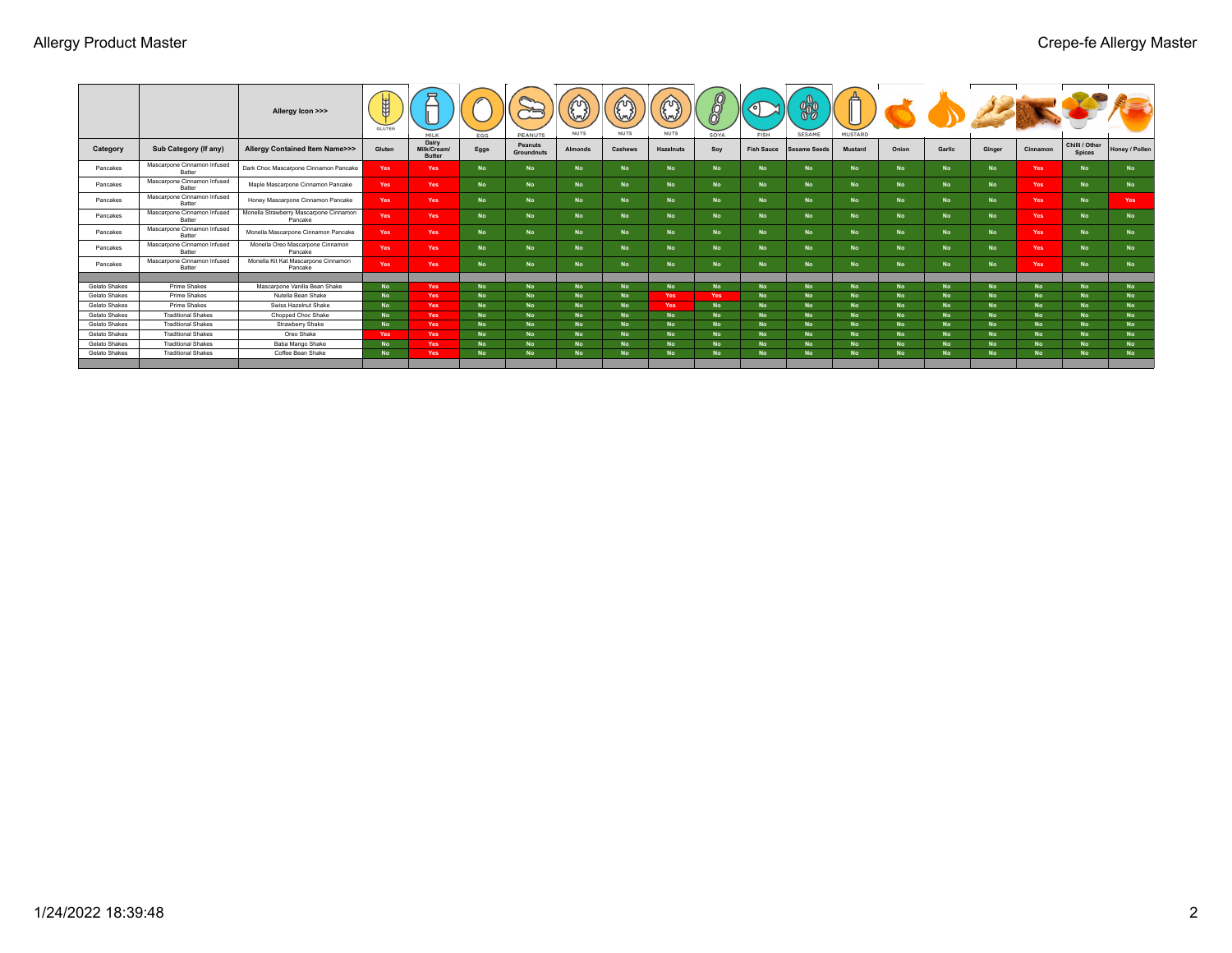| | | Allergy Icon >>> | | | | | | | | | | | | | | | | | | |
|---|---|---|---|---|---|---|---|---|---|---|---|---|---|---|---|---|---|---|---|---|
| Category | Sub Category (If any) | Allergy Contained Item Name>>> | Gluten | Dairy Milk/Cream/ Butter | Eggs | Peanuts Groundnuts | Almonds | Cashews | Hazelnuts | Soy | Fish Sauce | Sesame Seeds | Mustard | Onion | Garlic | Ginger | Cinnamon | Chilli / Other Spices | Honey / Pollen |
| Pancakes | Mascarpone Cinnamon Infused Batter | Dark Choc Mascarpone Cinnamon Pancake | Yes | Yes | No | No | No | No | No | No | No | No | No | No | No | No | Yes | No | No |
| Pancakes | Mascarpone Cinnamon Infused Batter | Maple Mascarpone Cinnamon Pancake | Yes | Yes | No | No | No | No | No | No | No | No | No | No | No | No | Yes | No | No |
| Pancakes | Mascarpone Cinnamon Infused Batter | Honey Mascarpone Cinnamon Pancake | Yes | Yes | No | No | No | No | No | No | No | No | No | No | No | No | Yes | No | Yes |
| Pancakes | Mascarpone Cinnamon Infused Batter | Monella Strawberry Mascarpone Cinnamon Pancake | Yes | Yes | No | No | No | No | No | No | No | No | No | No | No | No | Yes | No | No |
| Pancakes | Mascarpone Cinnamon Infused Batter | Monella Mascarpone Cinnamon Pancake | Yes | Yes | No | No | No | No | No | No | No | No | No | No | No | No | Yes | No | No |
| Pancakes | Mascarpone Cinnamon Infused Batter | Monella Oreo Mascarpone Cinnamon Pancake | Yes | Yes | No | No | No | No | No | No | No | No | No | No | No | No | Yes | No | No |
| Pancakes | Mascarpone Cinnamon Infused Batter | Monella Kit Kat Mascarpone Cinnamon Pancake | Yes | Yes | No | No | No | No | No | No | No | No | No | No | No | No | Yes | No | No |
| | | | | | | | | | | | | | | | | | | | |
| Gelato Shakes | Prime Shakes | Mascarpone Vanilla Bean Shake | No | Yes | No | No | No | No | No | No | No | No | No | No | No | No | No | No | No |
| Gelato Shakes | Prime Shakes | Nutella Bean Shake | No | Yes | No | No | No | No | Yes | Yes | No | No | No | No | No | No | No | No | No |
| Gelato Shakes | Prime Shakes | Swiss Hazelnut Shake | No | Yes | No | No | No | No | Yes | No | No | No | No | No | No | No | No | No | No |
| Gelato Shakes | Traditional Shakes | Chopped Choc Shake | No | Yes | No | No | No | No | No | No | No | No | No | No | No | No | No | No | No |
| Gelato Shakes | Traditional Shakes | Strawberry Shake | No | Yes | No | No | No | No | No | No | No | No | No | No | No | No | No | No | No |
| Gelato Shakes | Traditional Shakes | Oreo Shake | Yes | Yes | No | No | No | No | No | No | No | No | No | No | No | No | No | No | No |
| Gelato Shakes | Traditional Shakes | Baba Mango Shake | No | Yes | No | No | No | No | No | No | No | No | No | No | No | No | No | No | No |
| Gelato Shakes | Traditional Shakes | Coffee Bean Shake | No | Yes | No | No | No | No | No | No | No | No | No | No | No | No | No | No | No |
| | | | | | | | | | | | | | | | | | | | |